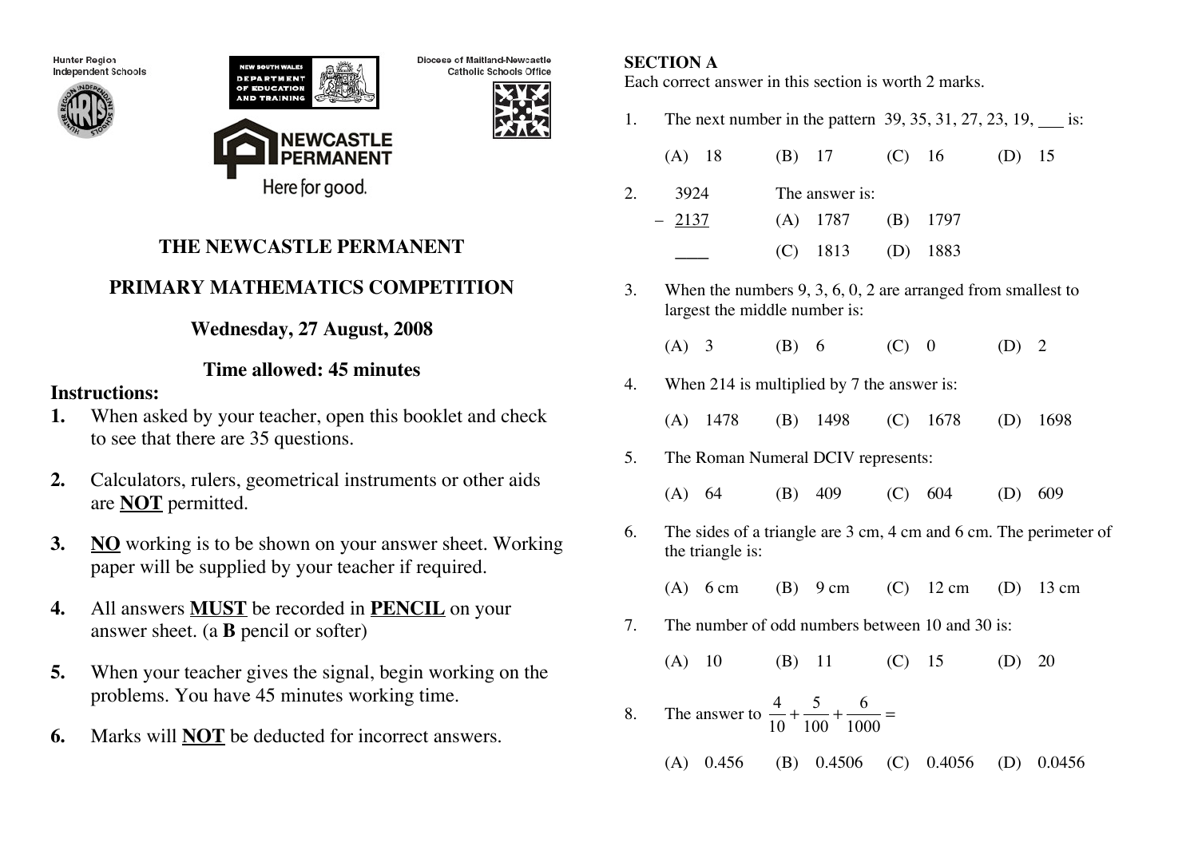Hunter Region Independent Schools

NEW SOUTH WALES DEPARTMENT OF EDUCATION AND TRAINING

Diocese of Maitland-Newcastle Catholic Schools Office

NEWCASTLE PERMANENT
Here for good.

# THE NEWCASTLE PERMANENT

# PRIMARY MATHEMATICS COMPETITION

## Wednesday, 27 August, 2008

## Time allowed: 45 minutes

**Instructions:**

1. When asked by your teacher, open this booklet and check to see that there are 35 questions.

2. Calculators, rulers, geometrical instruments or other aids are **NOT** permitted.

3. **NO** working is to be shown on your answer sheet. Working paper will be supplied by your teacher if required.

4. All answers **MUST** be recorded in **PENCIL** on your answer sheet. (a **B** pencil or softer)

5. When your teacher gives the signal, begin working on the problems. You have 45 minutes working time.

6. Marks will **NOT** be deducted for incorrect answers.

**SECTION A**

Each correct answer in this section is worth 2 marks.

1. The next number in the pattern 39, 35, 31, 27, 23, 19, ___ is:

   (A) 18 (B) 17 (C) 16 (D) 15

2. $\begin{array}{r} 3924 \\ -\ 2137 \\ \hline \end{array}$ The answer is:

   (A) 1787 (B) 1797

   (C) 1813 (D) 1883

3. When the numbers 9, 3, 6, 0, 2 are arranged from smallest to largest the middle number is:

   (A) 3 (B) 6 (C) 0 (D) 2

4. When 214 is multiplied by 7 the answer is:

   (A) 1478 (B) 1498 (C) 1678 (D) 1698

5. The Roman Numeral DCIV represents:

   (A) 64 (B) 409 (C) 604 (D) 609

6. The sides of a triangle are 3 cm, 4 cm and 6 cm. The perimeter of the triangle is:

   (A) 6 cm (B) 9 cm (C) 12 cm (D) 13 cm

7. The number of odd numbers between 10 and 30 is:

   (A) 10 (B) 11 (C) 15 (D) 20

8. The answer to $\frac{4}{10}+\frac{5}{100}+\frac{6}{1000}=$

   (A) 0.456 (B) 0.4506 (C) 0.4056 (D) 0.0456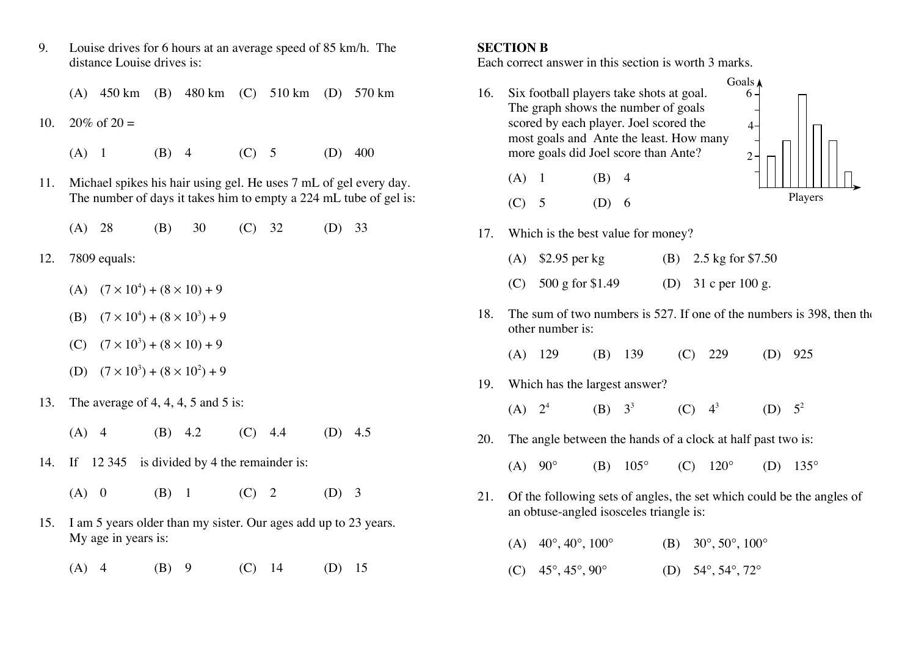9. Louise drives for 6 hours at an average speed of 85 km/h. The distance Louise drives is:

   (A) 450 km (B) 480 km (C) 510 km (D) 570 km

10. 20% of 20 =

    (A) 1 (B) 4 (C) 5 (D) 400

11. Michael spikes his hair using gel. He uses 7 mL of gel every day. The number of days it takes him to empty a 224 mL tube of gel is:

    (A) 28 (B) 30 (C) 32 (D) 33

12. 7809 equals:

    (A) $(7 \times 10^4) + (8 \times 10) + 9$

    (B) $(7 \times 10^4) + (8 \times 10^3) + 9$

    (C) $(7 \times 10^3) + (8 \times 10) + 9$

    (D) $(7 \times 10^3) + (8 \times 10^2) + 9$

13. The average of 4, 4, 4, 5 and 5 is:

    (A) 4 (B) 4.2 (C) 4.4 (D) 4.5

14. If 12 345 is divided by 4 the remainder is:

    (A) 0 (B) 1 (C) 2 (D) 3

15. I am 5 years older than my sister. Our ages add up to 23 years. My age in years is:

    (A) 4 (B) 9 (C) 14 (D) 15

## SECTION B

Each correct answer in this section is worth 3 marks.

16. Six football players take shots at goal. The graph shows the number of goals scored by each player. Joel scored the most goals and Ante the least. How many more goals did Joel score than Ante?

    (A) 1 (B) 4

    (C) 5 (D) 6

17. Which is the best value for money?

    (A) \$2.95 per kg (B) 2.5 kg for \$7.50

    (C) 500 g for \$1.49 (D) 31 c per 100 g.

18. The sum of two numbers is 527. If one of the numbers is 398, then the other number is:

    (A) 129 (B) 139 (C) 229 (D) 925

19. Which has the largest answer?

    (A) $2^4$ (B) $3^3$ (C) $4^3$ (D) $5^2$

20. The angle between the hands of a clock at half past two is:

    (A) 90° (B) 105° (C) 120° (D) 135°

21. Of the following sets of angles, the set which could be the angles of an obtuse-angled isosceles triangle is:

    (A) 40°, 40°, 100° (B) 30°, 50°, 100°

    (C) 45°, 45°, 90° (D) 54°, 54°, 72°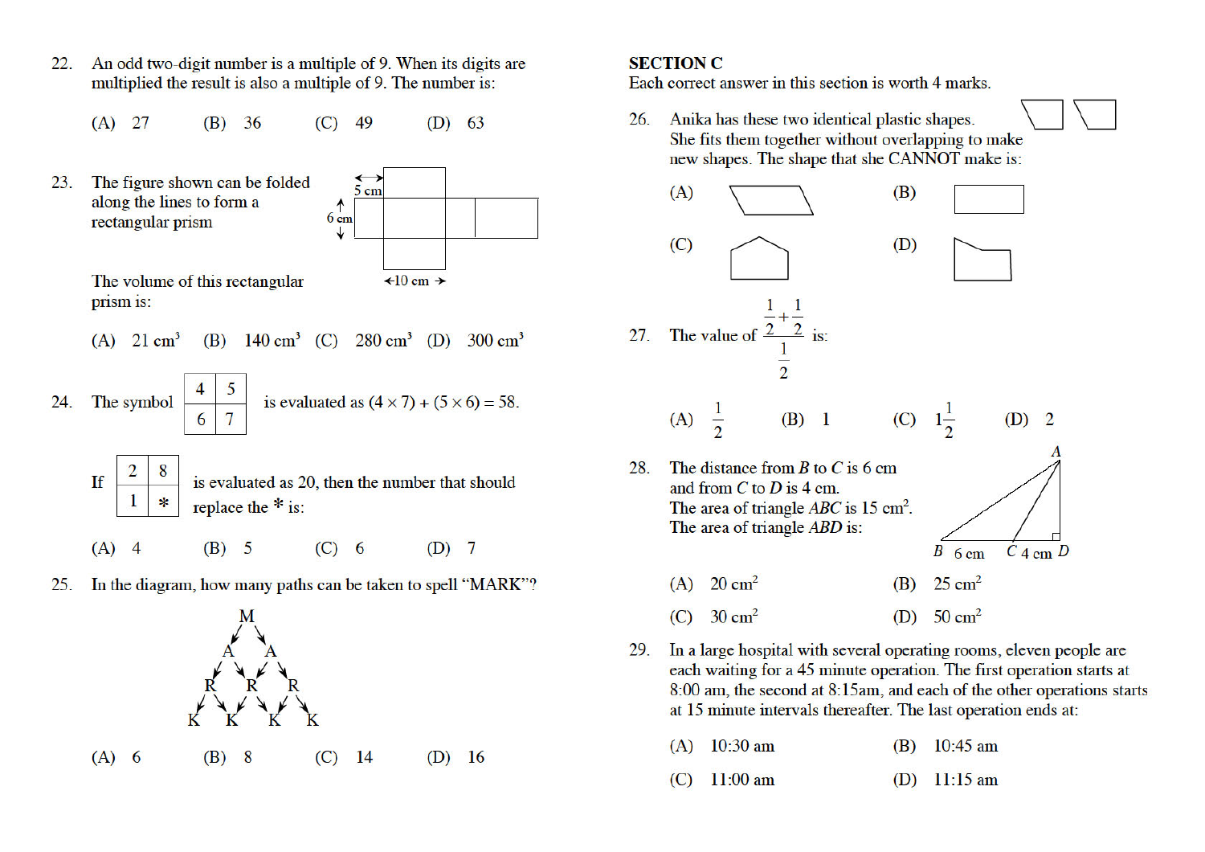22. An odd two-digit number is a multiple of 9. When its digits are multiplied the result is also a multiple of 9. The number is:

(A) 27 (B) 36 (C) 49 (D) 63

23. The figure shown can be folded along the lines to form a rectangular prism

5 cm

6 cm

10 cm

The volume of this rectangular prism is:

(A) 21 cm³ (B) 140 cm³ (C) 280 cm³ (D) 300 cm³

24. The symbol

| 4 | 5 |
|---|---|
| 6 | 7 |

is evaluated as $(4 \times 7) + (5 \times 6) = 58$.

If

| 2 | 8 |
|---|---|
| 1 | * |

is evaluated as 20, then the number that should replace the * is:

(A) 4 (B) 5 (C) 6 (D) 7

25. In the diagram, how many paths can be taken to spell "MARK"?

```
         M
       A   A
     R   R   R
   K   K   K   K
```

(A) 6 (B) 8 (C) 14 (D) 16

## SECTION C

Each correct answer in this section is worth 4 marks.

26. Anika has these two identical plastic shapes. She fits them together without overlapping to make new shapes. The shape that she CANNOT make is:

(A) (B) (C) (D)

27. The value of $\dfrac{\frac{1}{2}+\frac{1}{2}}{\frac{1}{2}}$ is:

(A) $\frac{1}{2}$ (B) 1 (C) $1\frac{1}{2}$ (D) 2

28. The distance from $B$ to $C$ is 6 cm and from $C$ to $D$ is 4 cm. The area of triangle $ABC$ is 15 cm². The area of triangle $ABD$ is:

A

B 6 cm C 4 cm D

(A) 20 cm² (B) 25 cm²

(C) 30 cm² (D) 50 cm²

29. In a large hospital with several operating rooms, eleven people are each waiting for a 45 minute operation. The first operation starts at 8:00 am, the second at 8:15am, and each of the other operations starts at 15 minute intervals thereafter. The last operation ends at:

(A) 10:30 am (B) 10:45 am

(C) 11:00 am (D) 11:15 am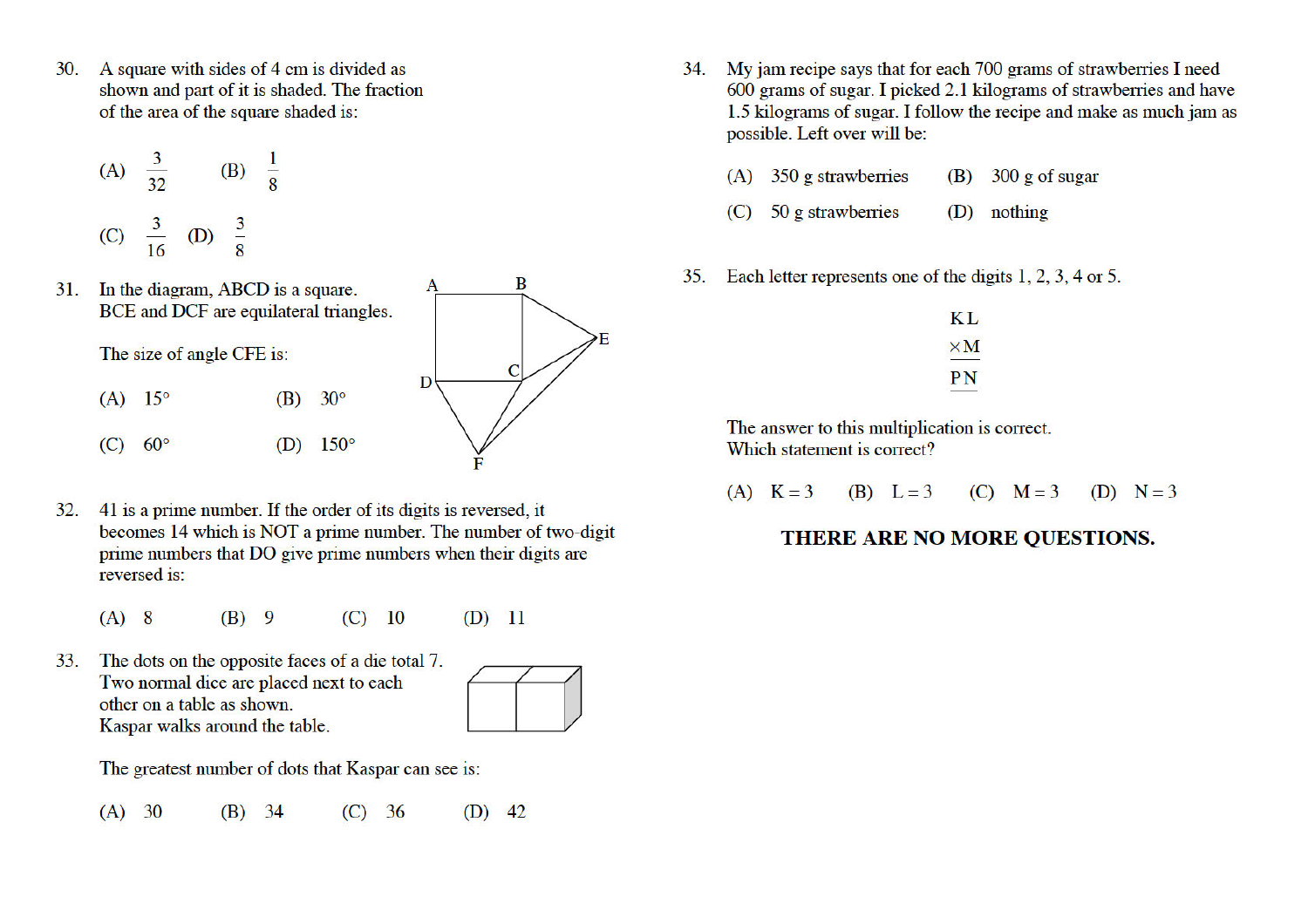30. A square with sides of 4 cm is divided as shown and part of it is shaded. The fraction of the area of the square shaded is:

(A) $\frac{3}{32}$ (B) $\frac{1}{8}$

(C) $\frac{3}{16}$ (D) $\frac{3}{8}$

31. In the diagram, ABCD is a square. BCE and DCF are equilateral triangles.

A B E D C F

The size of angle CFE is:

(A) 15° (B) 30°

(C) 60° (D) 150°

32. 41 is a prime number. If the order of its digits is reversed, it becomes 14 which is NOT a prime number. The number of two-digit prime numbers that DO give prime numbers when their digits are reversed is:

(A) 8 (B) 9 (C) 10 (D) 11

33. The dots on the opposite faces of a die total 7. Two normal dice are placed next to each other on a table as shown. Kaspar walks around the table.

The greatest number of dots that Kaspar can see is:

(A) 30 (B) 34 (C) 36 (D) 42

34. My jam recipe says that for each 700 grams of strawberries I need 600 grams of sugar. I picked 2.1 kilograms of strawberries and have 1.5 kilograms of sugar. I follow the recipe and make as much jam as possible. Left over will be:

(A) 350 g strawberries (B) 300 g of sugar

(C) 50 g strawberries (D) nothing

35. Each letter represents one of the digits 1, 2, 3, 4 or 5.

$$\begin{array}{r} KL \\ \times M \\ \hline PN \end{array}$$

The answer to this multiplication is correct.
Which statement is correct?

(A) K = 3 (B) L = 3 (C) M = 3 (D) N = 3

**THERE ARE NO MORE QUESTIONS.**